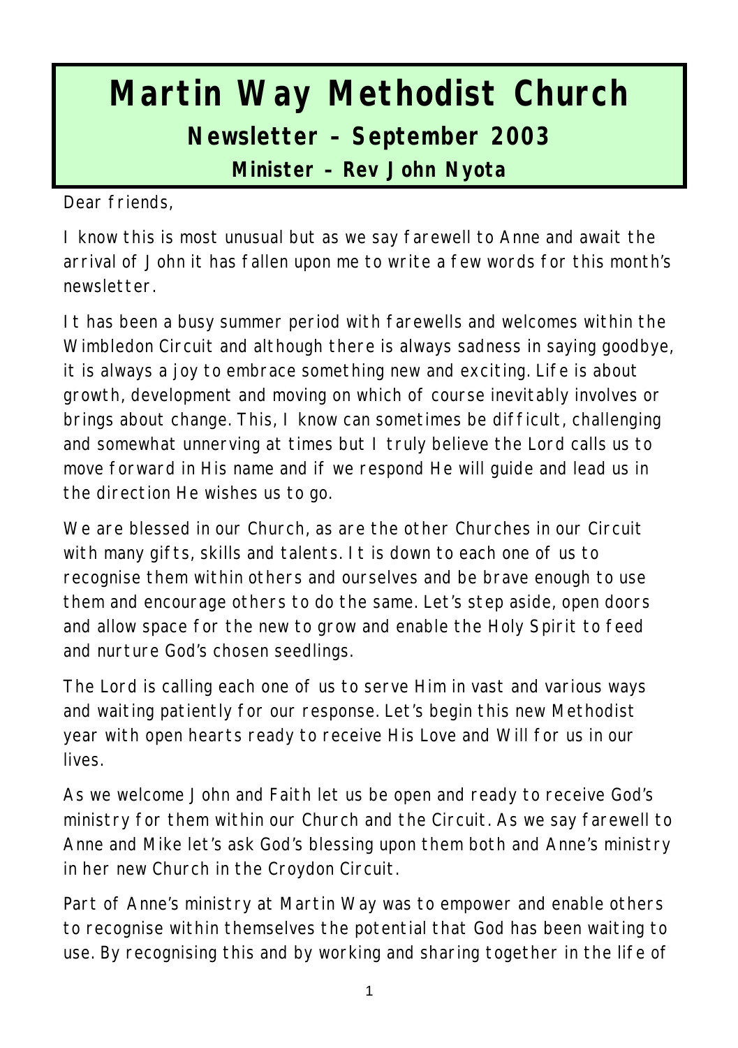# Martin Way Methodist Church

## Newsletter – September 2003

### Minister – Rev John Nyota

Dear friends,

I know this is most unusual but as we say farewell to Anne and await the arrival of John it has fallen upon me to write a few words for this month's newsletter.

It has been a busy summer period with farewells and welcomes within the Wimbledon Circuit and although there is always sadness in saying goodbye, it is always a joy to embrace something new and exciting. Life is about growth, development and moving on which of course inevitably involves or brings about change. This, I know can sometimes be difficult, challenging and somewhat unnerving at times but I truly believe the Lord calls us to move forward in His name and if we respond He will guide and lead us in the direction He wishes us to go.

We are blessed in our Church, as are the other Churches in our Circuit with many gifts, skills and talents. It is down to each one of us to recognise them within others and ourselves and be brave enough to use them and encourage others to do the same. Let's step aside, open doors and allow space for the new to grow and enable the Holy Spirit to feed and nurture God's chosen seedlings.

The Lord is calling each one of us to serve Him in vast and various ways and waiting patiently for our response. Let's begin this new Methodist year with open hearts ready to receive His Love and Will for us in our lives.

As we welcome John and Faith let us be open and ready to receive God's ministry for them within our Church and the Circuit. As we say farewell to Anne and Mike let's ask God's blessing upon them both and Anne's ministry in her new Church in the Croydon Circuit.

Part of Anne's ministry at Martin Way was to empower and enable others to recognise within themselves the potential that God has been waiting to use. By recognising this and by working and sharing together in the life of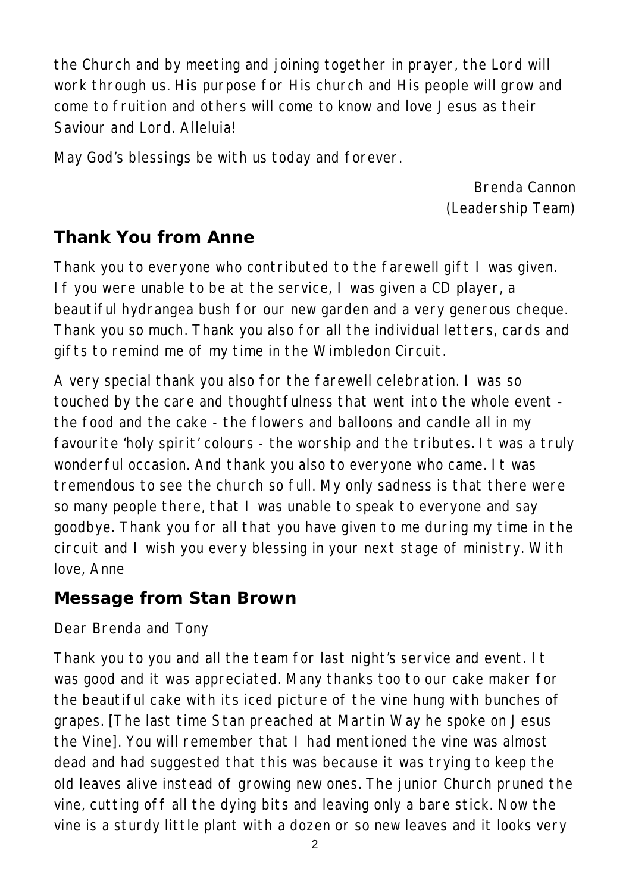the Church and by meeting and joining together in prayer, the Lord will work through us. His purpose for His church and His people will grow and come to fruition and others will come to know and love Jesus as their Saviour and Lord. Alleluia!

May God's blessings be with us today and forever.

Brenda Cannon
(Leadership Team)

## Thank You from Anne

Thank you to everyone who contributed to the farewell gift I was given. If you were unable to be at the service, I was given a CD player, a beautiful hydrangea bush for our new garden and a very generous cheque. Thank you so much. Thank you also for all the individual letters, cards and gifts to remind me of my time in the Wimbledon Circuit.

A very special thank you also for the farewell celebration. I was so touched by the care and thoughtfulness that went into the whole event - the food and the cake - the flowers and balloons and candle all in my favourite 'holy spirit' colours - the worship and the tributes. It was a truly wonderful occasion. And thank you also to everyone who came. It was tremendous to see the church so full. My only sadness is that there were so many people there, that I was unable to speak to everyone and say goodbye. Thank you for all that you have given to me during my time in the circuit and I wish you every blessing in your next stage of ministry. With love, Anne

## Message from Stan Brown

Dear Brenda and Tony

Thank you to you and all the team for last night's service and event. It was good and it was appreciated. Many thanks too to our cake maker for the beautiful cake with its iced picture of the vine hung with bunches of grapes. [The last time Stan preached at Martin Way he spoke on Jesus the Vine]. You will remember that I had mentioned the vine was almost dead and had suggested that this was because it was trying to keep the old leaves alive instead of growing new ones. The junior Church pruned the vine, cutting off all the dying bits and leaving only a bare stick. Now the vine is a sturdy little plant with a dozen or so new leaves and it looks very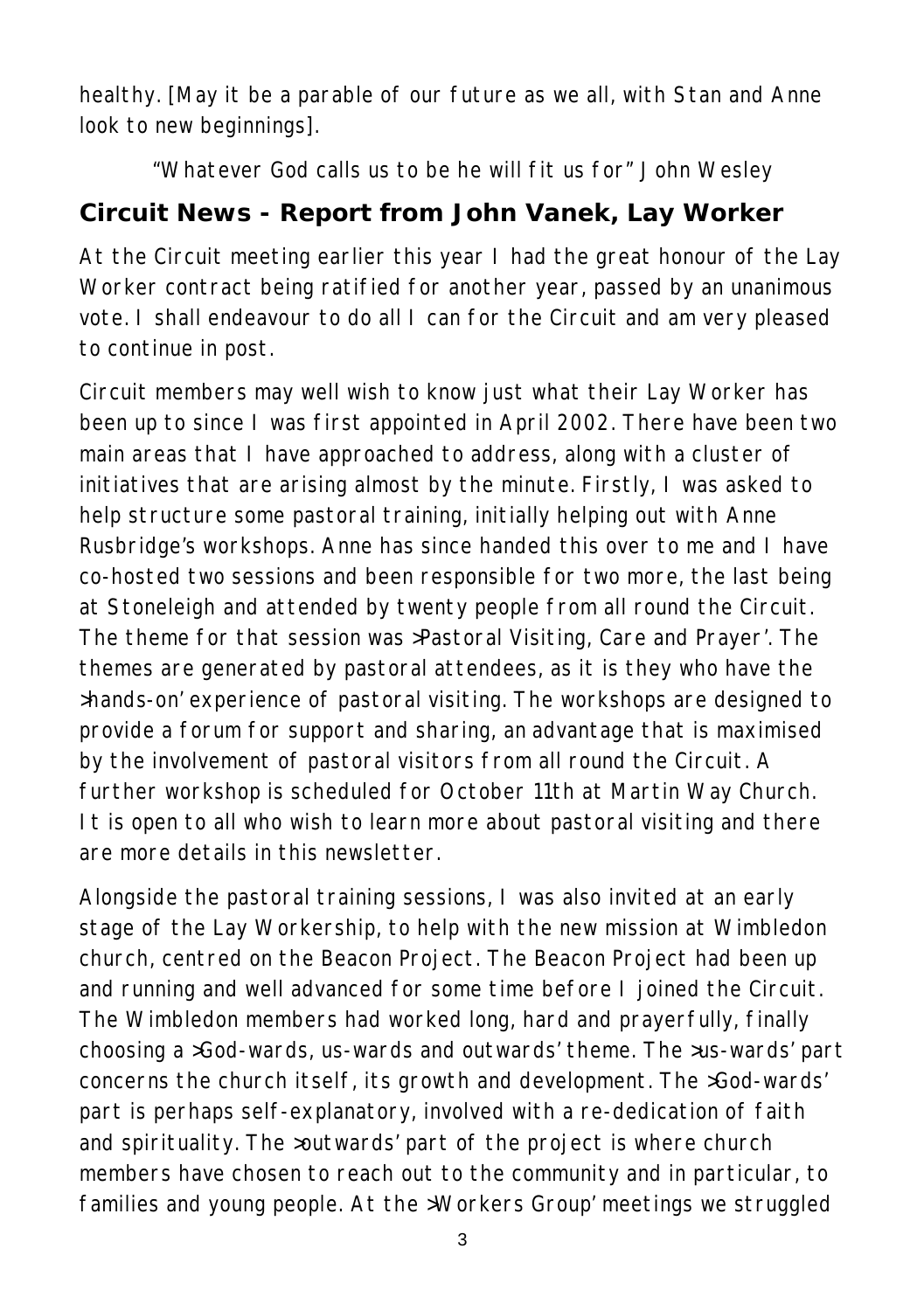healthy. [May it be a parable of our future as we all, with Stan and Anne look to new beginnings].

"Whatever God calls us to be he will fit us for" John Wesley

## Circuit News - Report from John Vanek, Lay Worker

At the Circuit meeting earlier this year I had the great honour of the Lay Worker contract being ratified for another year, passed by an unanimous vote. I shall endeavour to do all I can for the Circuit and am very pleased to continue in post.

Circuit members may well wish to know just what their Lay Worker has been up to since I was first appointed in April 2002. There have been two main areas that I have approached to address, along with a cluster of initiatives that are arising almost by the minute. Firstly, I was asked to help structure some pastoral training, initially helping out with Anne Rusbridge's workshops. Anne has since handed this over to me and I have co-hosted two sessions and been responsible for two more, the last being at Stoneleigh and attended by twenty people from all round the Circuit. The theme for that session was >Pastoral Visiting, Care and Prayer'. The themes are generated by pastoral attendees, as it is they who have the >hands-on' experience of pastoral visiting. The workshops are designed to provide a forum for support and sharing, an advantage that is maximised by the involvement of pastoral visitors from all round the Circuit. A further workshop is scheduled for October 11th at Martin Way Church. It is open to all who wish to learn more about pastoral visiting and there are more details in this newsletter.

Alongside the pastoral training sessions, I was also invited at an early stage of the Lay Workership, to help with the new mission at Wimbledon church, centred on the Beacon Project. The Beacon Project had been up and running and well advanced for some time before I joined the Circuit. The Wimbledon members had worked long, hard and prayerfully, finally choosing a >God-wards, us-wards and outwards' theme. The >us-wards' part concerns the church itself, its growth and development. The >God-wards' part is perhaps self-explanatory, involved with a re-dedication of faith and spirituality. The >outwards' part of the project is where church members have chosen to reach out to the community and in particular, to families and young people. At the >Workers Group' meetings we struggled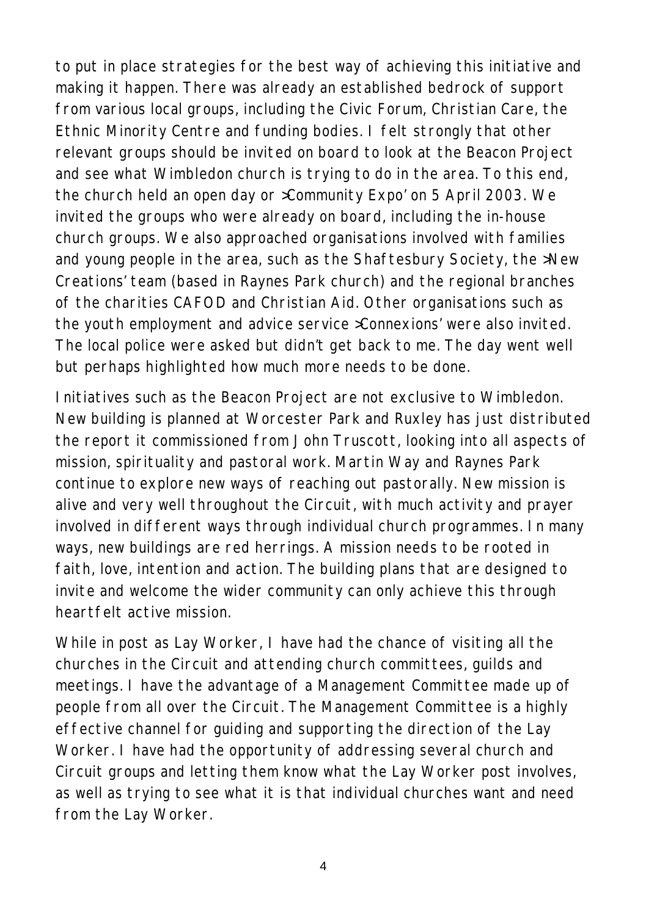to put in place strategies for the best way of achieving this initiative and making it happen. There was already an established bedrock of support from various local groups, including the Civic Forum, Christian Care, the Ethnic Minority Centre and funding bodies. I felt strongly that other relevant groups should be invited on board to look at the Beacon Project and see what Wimbledon church is trying to do in the area. To this end, the church held an open day or >Community Expo' on 5 April 2003. We invited the groups who were already on board, including the in-house church groups. We also approached organisations involved with families and young people in the area, such as the Shaftesbury Society, the >New Creations' team (based in Raynes Park church) and the regional branches of the charities CAFOD and Christian Aid. Other organisations such as the youth employment and advice service >Connexions' were also invited. The local police were asked but didn't get back to me. The day went well but perhaps highlighted how much more needs to be done.

Initiatives such as the Beacon Project are not exclusive to Wimbledon. New building is planned at Worcester Park and Ruxley has just distributed the report it commissioned from John Truscott, looking into all aspects of mission, spirituality and pastoral work. Martin Way and Raynes Park continue to explore new ways of reaching out pastorally. New mission is alive and very well throughout the Circuit, with much activity and prayer involved in different ways through individual church programmes. In many ways, new buildings are red herrings. A mission needs to be rooted in faith, love, intention and action. The building plans that are designed to invite and welcome the wider community can only achieve this through heartfelt active mission.

While in post as Lay Worker, I have had the chance of visiting all the churches in the Circuit and attending church committees, guilds and meetings. I have the advantage of a Management Committee made up of people from all over the Circuit. The Management Committee is a highly effective channel for guiding and supporting the direction of the Lay Worker. I have had the opportunity of addressing several church and Circuit groups and letting them know what the Lay Worker post involves, as well as trying to see what it is that individual churches want and need from the Lay Worker.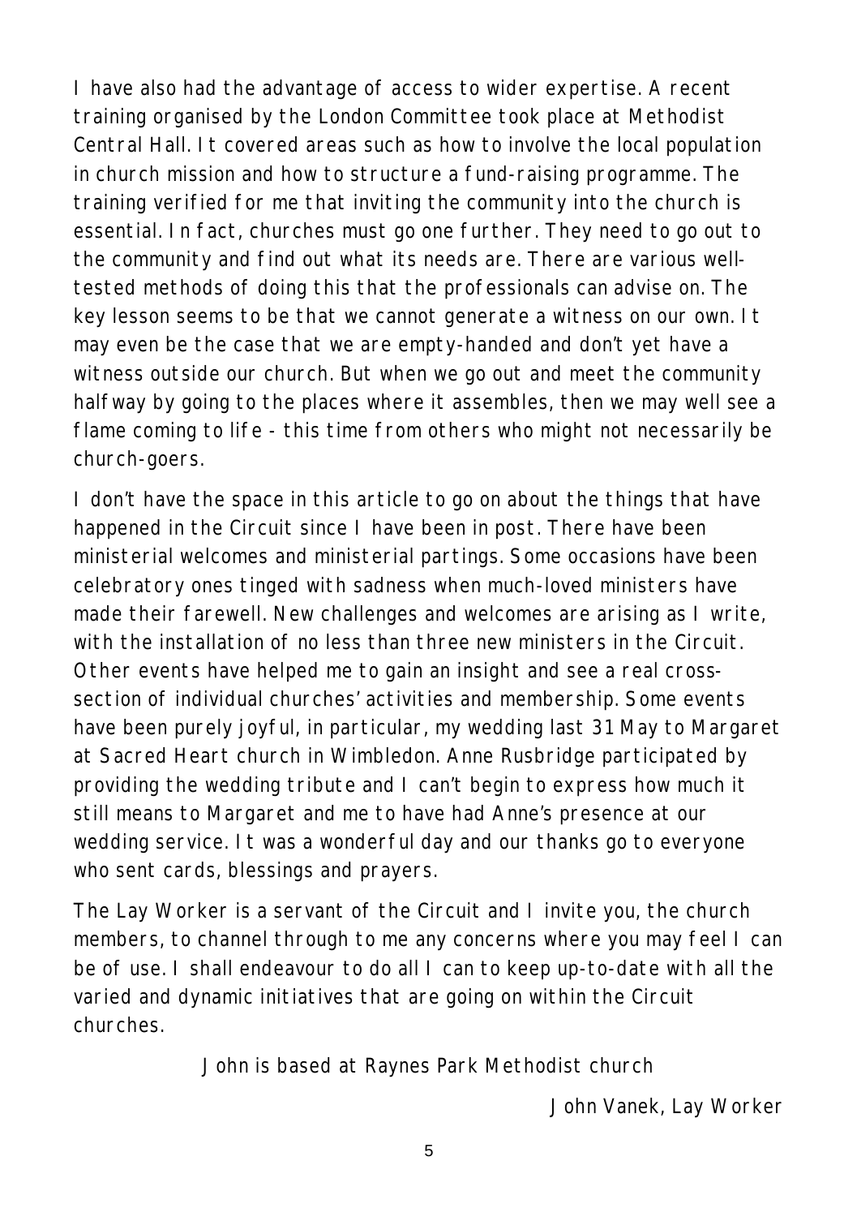I have also had the advantage of access to wider expertise. A recent training organised by the London Committee took place at Methodist Central Hall. It covered areas such as how to involve the local population in church mission and how to structure a fund-raising programme. The training verified for me that inviting the community into the church is essential. In fact, churches must go one further. They need to go out to the community and find out what its needs are. There are various well-tested methods of doing this that the professionals can advise on. The key lesson seems to be that we cannot generate a witness on our own. It may even be the case that we are empty-handed and don't yet have a witness outside our church. But when we go out and meet the community halfway by going to the places where it assembles, then we may well see a flame coming to life - this time from others who might not necessarily be church-goers.

I don't have the space in this article to go on about the things that have happened in the Circuit since I have been in post. There have been ministerial welcomes and ministerial partings. Some occasions have been celebratory ones tinged with sadness when much-loved ministers have made their farewell. New challenges and welcomes are arising as I write, with the installation of no less than three new ministers in the Circuit. Other events have helped me to gain an insight and see a real cross-section of individual churches' activities and membership. Some events have been purely joyful, in particular, my wedding last 31 May to Margaret at Sacred Heart church in Wimbledon. Anne Rusbridge participated by providing the wedding tribute and I can't begin to express how much it still means to Margaret and me to have had Anne's presence at our wedding service. It was a wonderful day and our thanks go to everyone who sent cards, blessings and prayers.

The Lay Worker is a servant of the Circuit and I invite you, the church members, to channel through to me any concerns where you may feel I can be of use. I shall endeavour to do all I can to keep up-to-date with all the varied and dynamic initiatives that are going on within the Circuit churches.

John is based at Raynes Park Methodist church

John Vanek, Lay Worker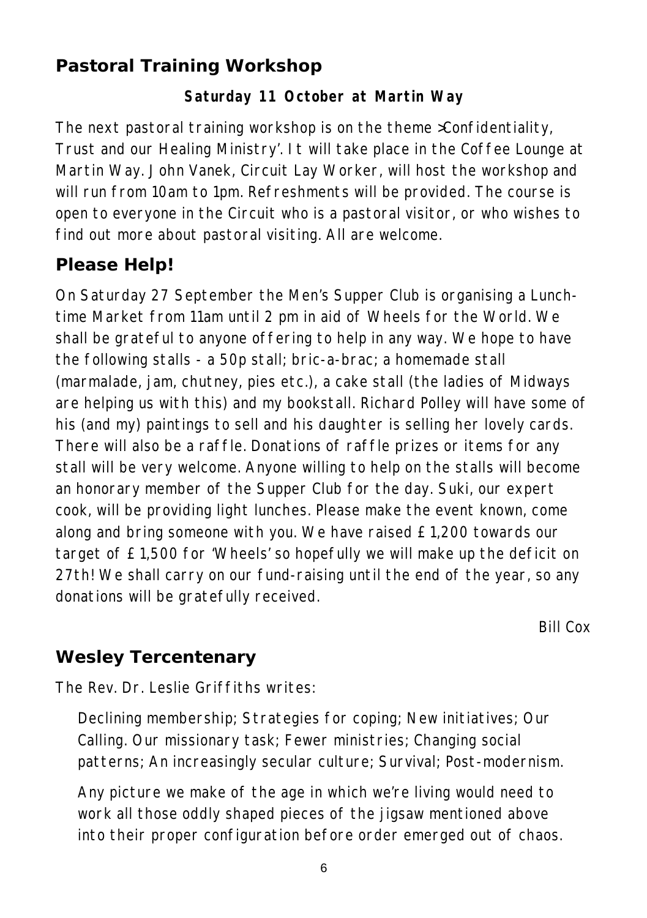## Pastoral Training Workshop

**Saturday 11 October at Martin Way**

The next pastoral training workshop is on the theme >Confidentiality, Trust and our Healing Ministry'. It will take place in the Coffee Lounge at Martin Way. John Vanek, Circuit Lay Worker, will host the workshop and will run from 10am to 1pm. Refreshments will be provided. The course is open to everyone in the Circuit who is a pastoral visitor, or who wishes to find out more about pastoral visiting. All are welcome.

## Please Help!

On Saturday 27 September the Men's Supper Club is organising a Lunch-time Market from 11am until 2 pm in aid of Wheels for the World. We shall be grateful to anyone offering to help in any way. We hope to have the following stalls - a 50p stall; bric-a-brac; a homemade stall (marmalade, jam, chutney, pies etc.), a cake stall (the ladies of Midways are helping us with this) and my bookstall. Richard Polley will have some of his (and my) paintings to sell and his daughter is selling her lovely cards. There will also be a raffle. Donations of raffle prizes or items for any stall will be very welcome. Anyone willing to help on the stalls will become an honorary member of the Supper Club for the day. Suki, our expert cook, will be providing light lunches. Please make the event known, come along and bring someone with you. We have raised £1,200 towards our target of £1,500 for 'Wheels' so hopefully we will make up the deficit on 27th! We shall carry on our fund-raising until the end of the year, so any donations will be gratefully received.

*Bill Cox*

## Wesley Tercentenary

The Rev. Dr. Leslie Griffiths writes:

> Declining membership; Strategies for coping; New initiatives; Our Calling. Our missionary task; Fewer ministries; Changing social patterns; An increasingly secular culture; Survival; Post-modernism.
>
> Any picture we make of the age in which we're living would need to work all those oddly shaped pieces of the jigsaw mentioned above into their proper configuration before order emerged out of chaos.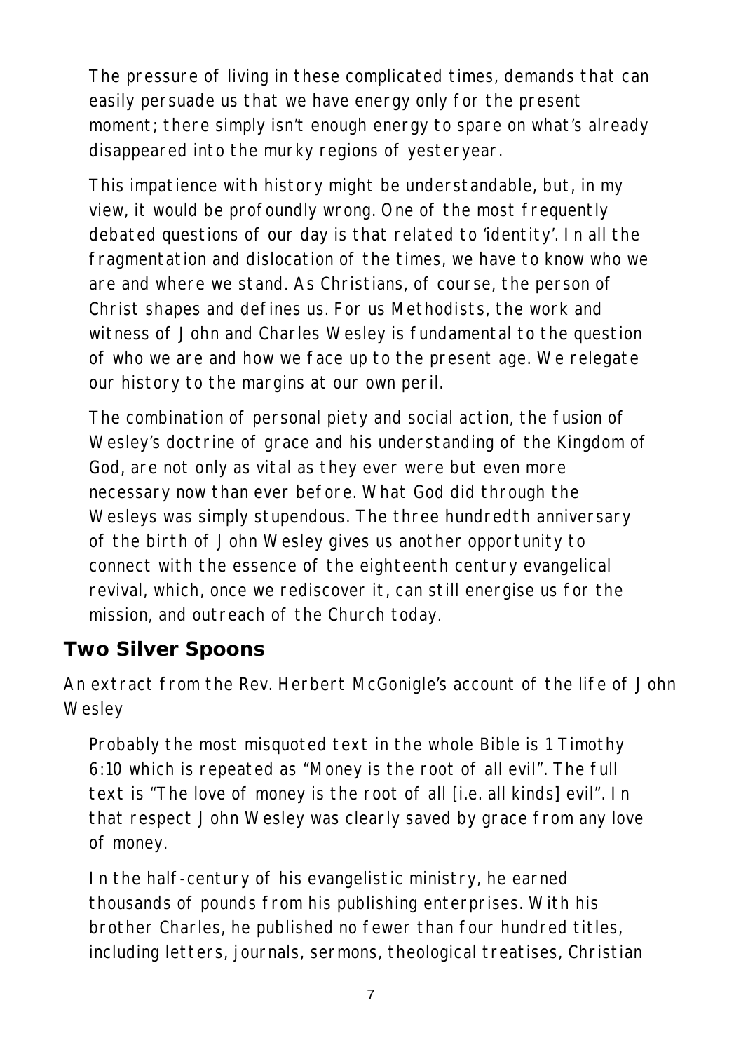The pressure of living in these complicated times, demands that can easily persuade us that we have energy only for the present moment; there simply isn't enough energy to spare on what's already disappeared into the murky regions of yesteryear.

This impatience with history might be understandable, but, in my view, it would be profoundly wrong. One of the most frequently debated questions of our day is that related to 'identity'. In all the fragmentation and dislocation of the times, we have to know who we are and where we stand. As Christians, of course, the person of Christ shapes and defines us. For us Methodists, the work and witness of John and Charles Wesley is fundamental to the question of who we are and how we face up to the present age. We relegate our history to the margins at our own peril.

The combination of personal piety and social action, the fusion of Wesley's doctrine of grace and his understanding of the Kingdom of God, are not only as vital as they ever were but even more necessary now than ever before. What God did through the Wesleys was simply stupendous. The three hundredth anniversary of the birth of John Wesley gives us another opportunity to connect with the essence of the eighteenth century evangelical revival, which, once we rediscover it, can still energise us for the mission, and outreach of the Church today.

## Two Silver Spoons

An extract from the Rev. Herbert McGonigle's account of the life of John Wesley

Probably the most misquoted text in the whole Bible is 1 Timothy 6:10 which is repeated as "Money is the root of all evil". The full text is "The love of money is the root of all [i.e. all kinds] evil". In that respect John Wesley was clearly saved by grace from any love of money.

In the half-century of his evangelistic ministry, he earned thousands of pounds from his publishing enterprises. With his brother Charles, he published no fewer than four hundred titles, including letters, journals, sermons, theological treatises, Christian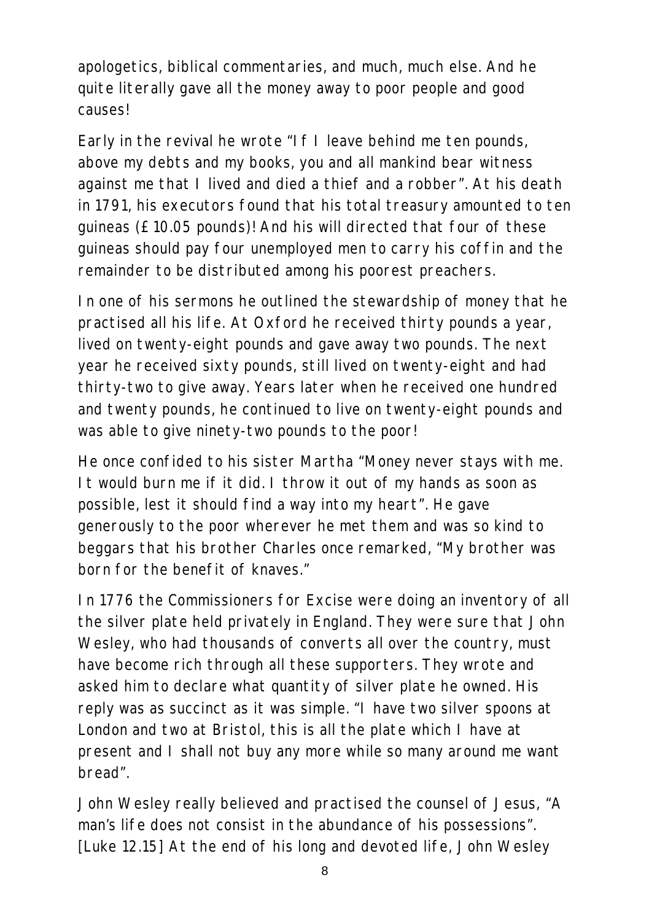apologetics, biblical commentaries, and much, much else. And he quite literally gave all the money away to poor people and good causes!

Early in the revival he wrote "If I leave behind me ten pounds, above my debts and my books, you and all mankind bear witness against me that I lived and died a thief and a robber". At his death in 1791, his executors found that his total treasury amounted to ten guineas (£10.05 pounds)! And his will directed that four of these guineas should pay four unemployed men to carry his coffin and the remainder to be distributed among his poorest preachers.

In one of his sermons he outlined the stewardship of money that he practised all his life. At Oxford he received thirty pounds a year, lived on twenty-eight pounds and gave away two pounds. The next year he received sixty pounds, still lived on twenty-eight and had thirty-two to give away. Years later when he received one hundred and twenty pounds, he continued to live on twenty-eight pounds and was able to give ninety-two pounds to the poor!

He once confided to his sister Martha "Money never stays with me. It would burn me if it did. I throw it out of my hands as soon as possible, lest it should find a way into my heart". He gave generously to the poor wherever he met them and was so kind to beggars that his brother Charles once remarked, "My brother was born for the benefit of knaves."

In 1776 the Commissioners for Excise were doing an inventory of all the silver plate held privately in England. They were sure that John Wesley, who had thousands of converts all over the country, must have become rich through all these supporters. They wrote and asked him to declare what quantity of silver plate he owned. His reply was as succinct as it was simple. "I have two silver spoons at London and two at Bristol, this is all the plate which I have at present and I shall not buy any more while so many around me want bread".

John Wesley really believed and practised the counsel of Jesus, "A man's life does not consist in the abundance of his possessions". [Luke 12.15] At the end of his long and devoted life, John Wesley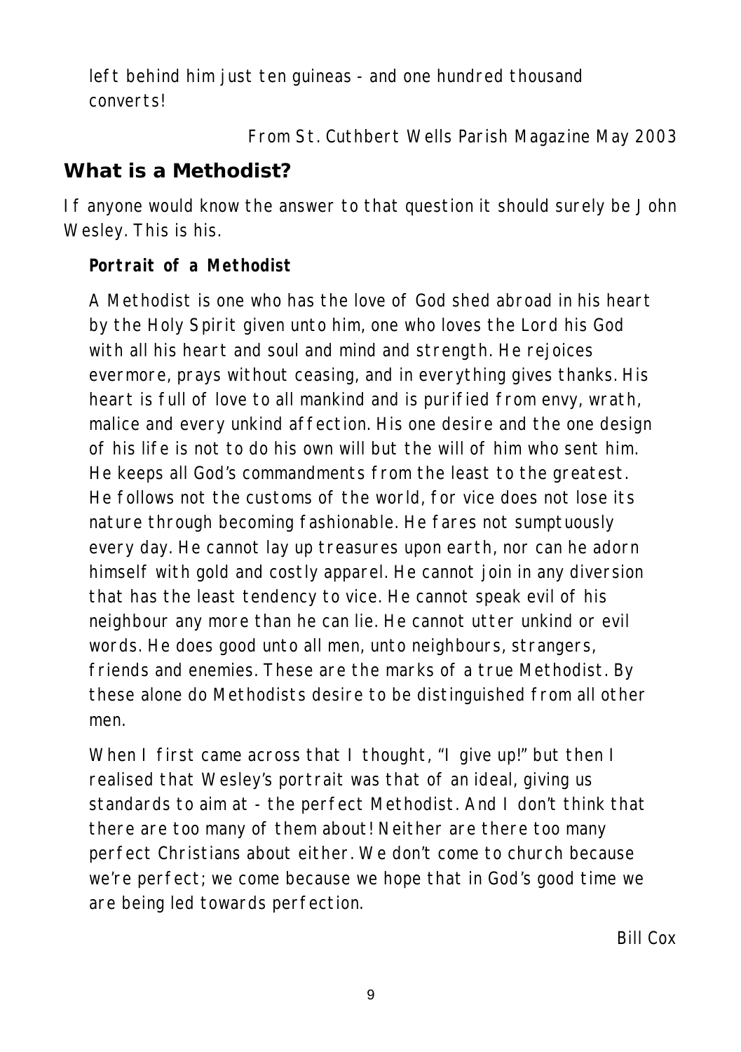left behind him just ten guineas - and one hundred thousand converts!

From St. Cuthbert Wells Parish Magazine May 2003

## What is a Methodist?

If anyone would know the answer to that question it should surely be John Wesley. This is his.

**Portrait of a Methodist**

A Methodist is one who has the love of God shed abroad in his heart by the Holy Spirit given unto him, one who loves the Lord his God with all his heart and soul and mind and strength. He rejoices evermore, prays without ceasing, and in everything gives thanks. His heart is full of love to all mankind and is purified from envy, wrath, malice and every unkind affection. His one desire and the one design of his life is not to do his own will but the will of him who sent him. He keeps all God's commandments from the least to the greatest. He follows not the customs of the world, for vice does not lose its nature through becoming fashionable. He fares not sumptuously every day. He cannot lay up treasures upon earth, nor can he adorn himself with gold and costly apparel. He cannot join in any diversion that has the least tendency to vice. He cannot speak evil of his neighbour any more than he can lie. He cannot utter unkind or evil words. He does good unto all men, unto neighbours, strangers, friends and enemies. These are the marks of a true Methodist. By these alone do Methodists desire to be distinguished from all other men.

When I first came across that I thought, "I give up!" but then I realised that Wesley's portrait was that of an ideal, giving us standards to aim at - the perfect Methodist. And I don't think that there are too many of them about! Neither are there too many perfect Christians about either. We don't come to church because we're perfect; we come because we hope that in God's good time we are being led towards perfection.

Bill Cox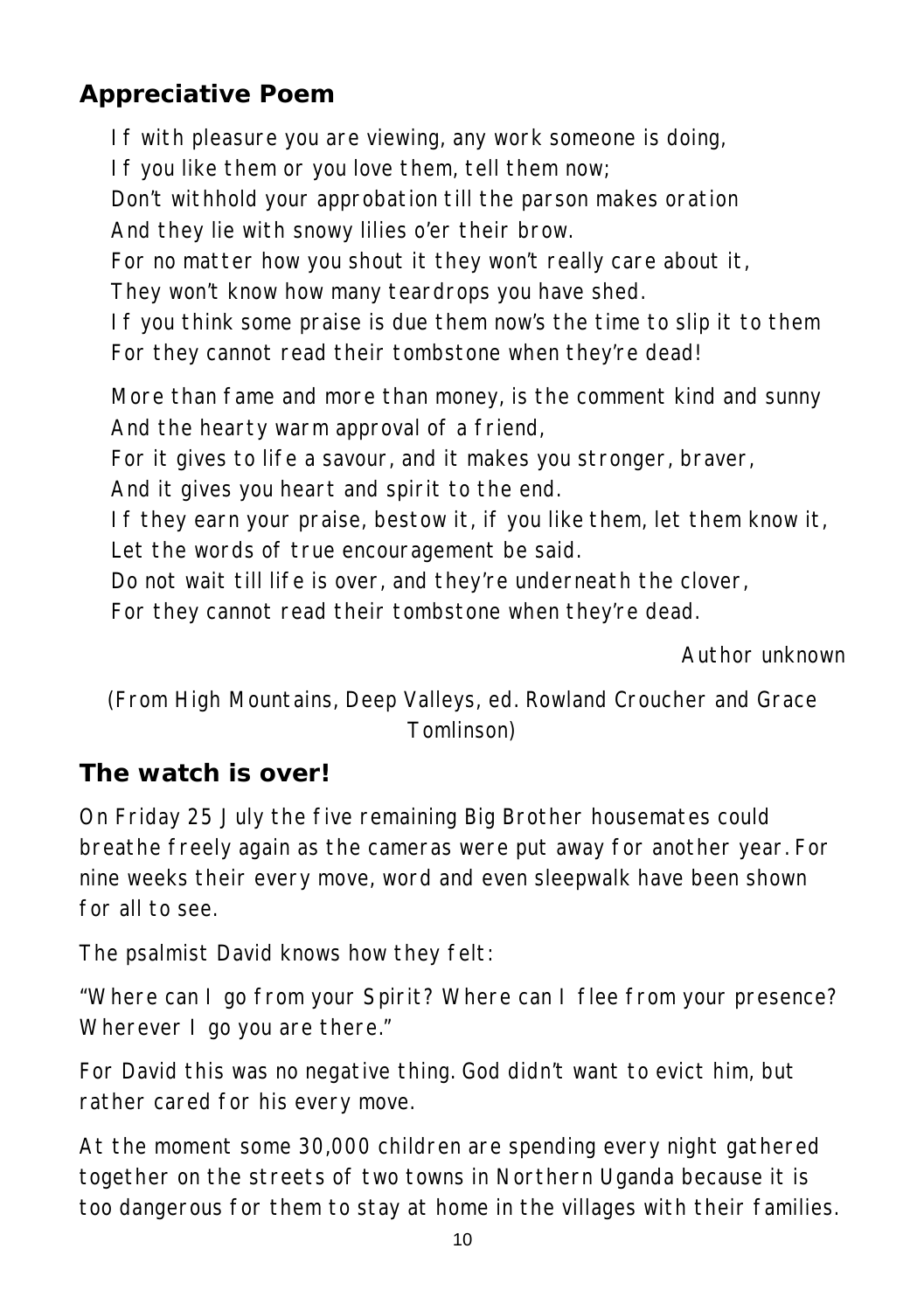## Appreciative Poem

If with pleasure you are viewing, any work someone is doing,
If you like them or you love them, tell them now;
Don't withhold your approbation till the parson makes oration
And they lie with snowy lilies o'er their brow.
For no matter how you shout it they won't really care about it,
They won't know how many teardrops you have shed.
If you think some praise is due them now's the time to slip it to them
For they cannot read their tombstone when they're dead!

More than fame and more than money, is the comment kind and sunny
And the hearty warm approval of a friend,
For it gives to life a savour, and it makes you stronger, braver,
And it gives you heart and spirit to the end.
If they earn your praise, bestow it, if you like them, let them know it,
Let the words of true encouragement be said.
Do not wait till life is over, and they're underneath the clover,
For they cannot read their tombstone when they're dead.

Author unknown

(From High Mountains, Deep Valleys, ed. Rowland Croucher and Grace Tomlinson)

## The watch is over!

On Friday 25 July the five remaining Big Brother housemates could breathe freely again as the cameras were put away for another year. For nine weeks their every move, word and even sleepwalk have been shown for all to see.

The psalmist David knows how they felt:

"Where can I go from your Spirit? Where can I flee from your presence? Wherever I go you are there."

For David this was no negative thing. God didn't want to evict him, but rather cared for his every move.

At the moment some 30,000 children are spending every night gathered together on the streets of two towns in Northern Uganda because it is too dangerous for them to stay at home in the villages with their families.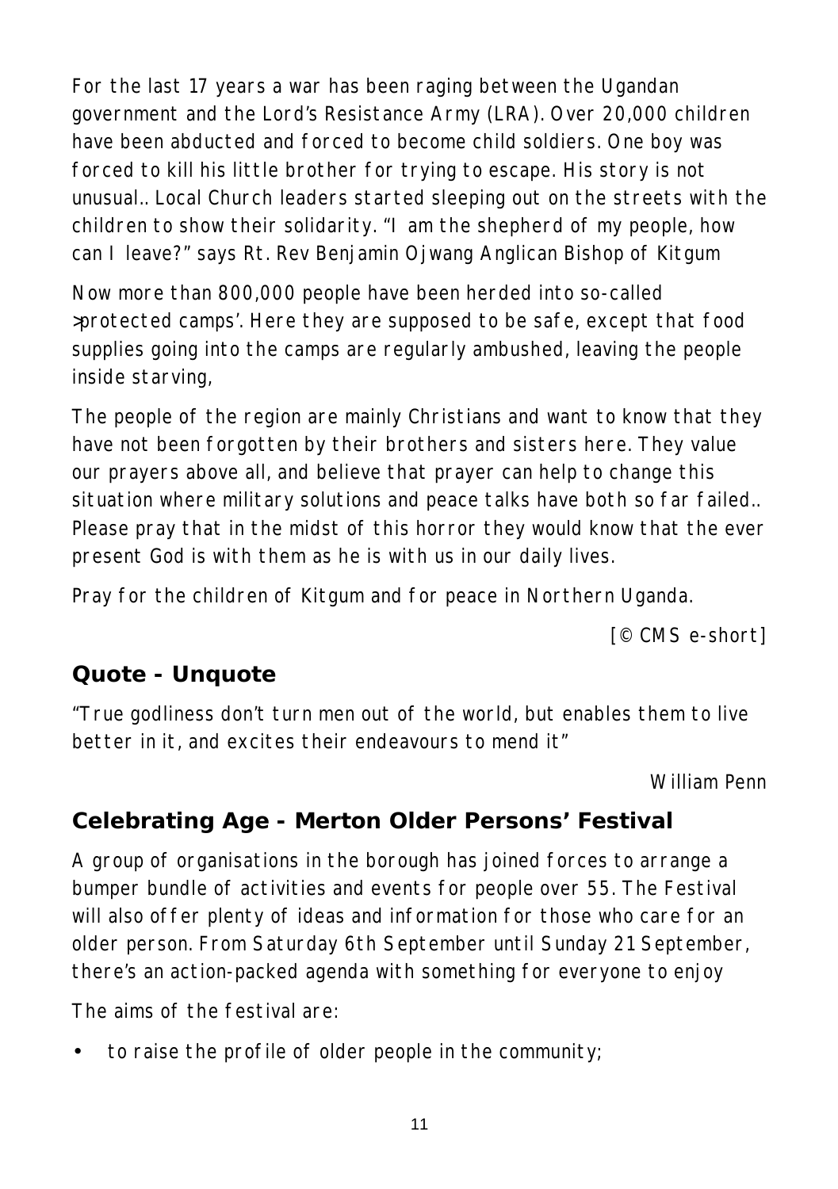For the last 17 years a war has been raging between the Ugandan government and the Lord's Resistance Army (LRA). Over 20,000 children have been abducted and forced to become child soldiers. One boy was forced to kill his little brother for trying to escape. His story is not unusual.. Local Church leaders started sleeping out on the streets with the children to show their solidarity. "I am the shepherd of my people, how can I leave?" says Rt. Rev Benjamin Ojwang Anglican Bishop of Kitgum

Now more than 800,000 people have been herded into so-called >protected camps'. Here they are supposed to be safe, except that food supplies going into the camps are regularly ambushed, leaving the people inside starving,

The people of the region are mainly Christians and want to know that they have not been forgotten by their brothers and sisters here. They value our prayers above all, and believe that prayer can help to change this situation where military solutions and peace talks have both so far failed.. Please pray that in the midst of this horror they would know that the ever present God is with them as he is with us in our daily lives.

Pray for the children of Kitgum and for peace in Northern Uganda.

[© CMS e-short]

## Quote - Unquote

"True godliness don't turn men out of the world, but enables them to live better in it, and excites their endeavours to mend it"

William Penn

## Celebrating Age - Merton Older Persons' Festival

A group of organisations in the borough has joined forces to arrange a bumper bundle of activities and events for people over 55. The Festival will also offer plenty of ideas and information for those who care for an older person. From Saturday 6th September until Sunday 21 September, there's an action-packed agenda with something for everyone to enjoy

The aims of the festival are:

- to raise the profile of older people in the community;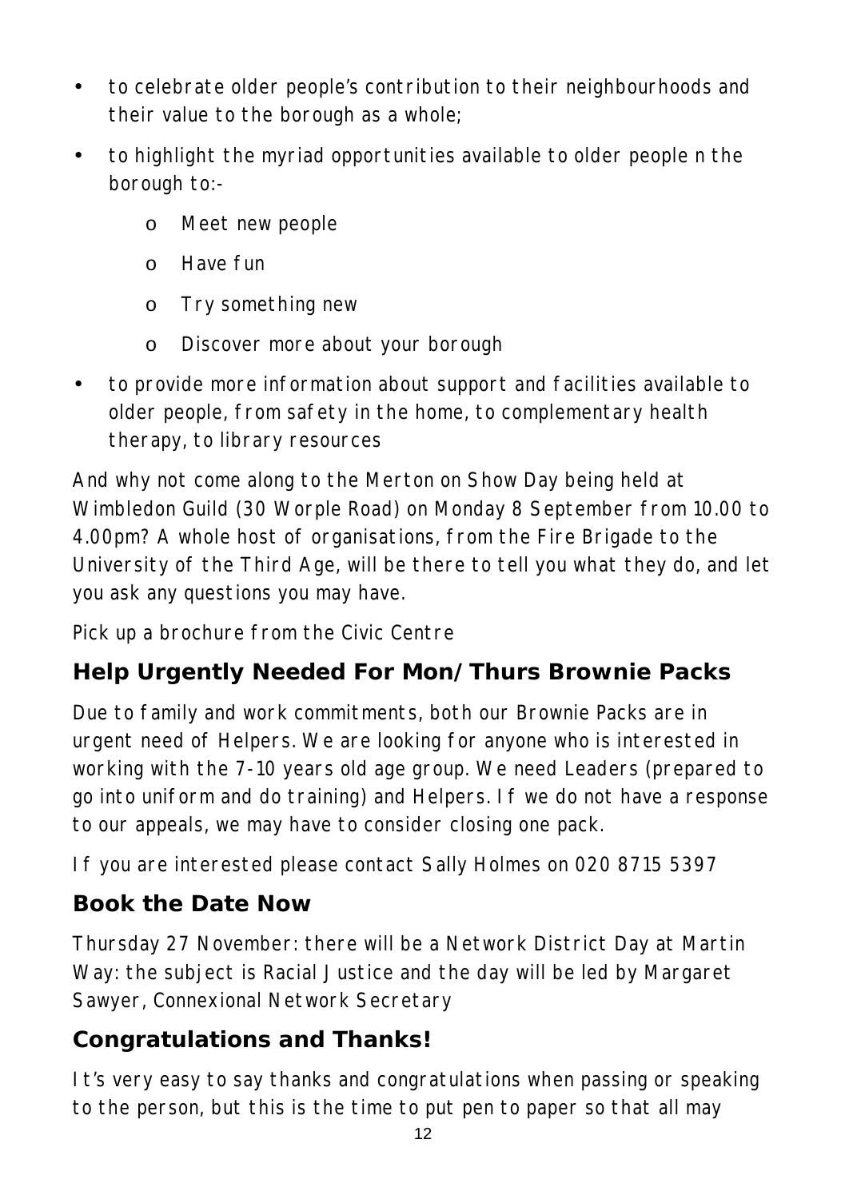- to celebrate older people's contribution to their neighbourhoods and their value to the borough as a whole;
- to highlight the myriad opportunities available to older people n the borough to:-
  - Meet new people
  - Have fun
  - Try something new
  - Discover more about your borough
- to provide more information about support and facilities available to older people, from safety in the home, to complementary health therapy, to library resources

And why not come along to the Merton on Show Day being held at Wimbledon Guild (30 Worple Road) on Monday 8 September from 10.00 to 4.00pm? A whole host of organisations, from the Fire Brigade to the University of the Third Age, will be there to tell you what they do, and let you ask any questions you may have.

Pick up a brochure from the Civic Centre

## Help Urgently Needed For Mon/Thurs Brownie Packs

Due to family and work commitments, both our Brownie Packs are in urgent need of Helpers. We are looking for anyone who is interested in working with the 7-10 years old age group. We need Leaders (prepared to go into uniform and do training) and Helpers. If we do not have a response to our appeals, we may have to consider closing one pack.

If you are interested please contact Sally Holmes on 020 8715 5397

## Book the Date Now

Thursday 27 November: there will be a Network District Day at Martin Way: the subject is Racial Justice and the day will be led by Margaret Sawyer, Connexional Network Secretary

## Congratulations and Thanks!

It's very easy to say thanks and congratulations when passing or speaking to the person, but this is the time to put pen to paper so that all may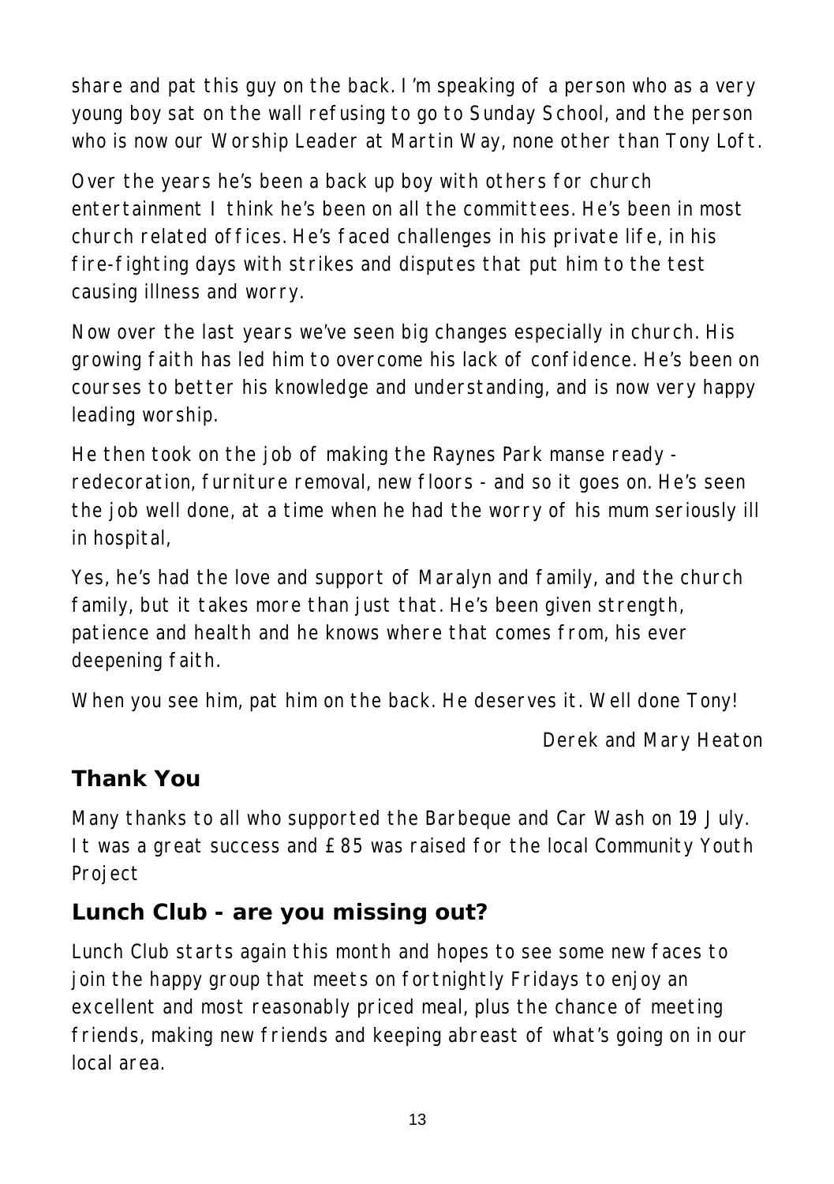share and pat this guy on the back. I'm speaking of a person who as a very young boy sat on the wall refusing to go to Sunday School, and the person who is now our Worship Leader at Martin Way, none other than Tony Loft.

Over the years he's been a back up boy with others for church entertainment I think he's been on all the committees. He's been in most church related offices. He's faced challenges in his private life, in his fire-fighting days with strikes and disputes that put him to the test causing illness and worry.

Now over the last years we've seen big changes especially in church. His growing faith has led him to overcome his lack of confidence. He's been on courses to better his knowledge and understanding, and is now very happy leading worship.

He then took on the job of making the Raynes Park manse ready - redecoration, furniture removal, new floors - and so it goes on. He's seen the job well done, at a time when he had the worry of his mum seriously ill in hospital,

Yes, he's had the love and support of Maralyn and family, and the church family, but it takes more than just that. He's been given strength, patience and health and he knows where that comes from, his ever deepening faith.

When you see him, pat him on the back. He deserves it. Well done Tony!

Derek and Mary Heaton

## Thank You

Many thanks to all who supported the Barbeque and Car Wash on 19 July. It was a great success and £85 was raised for the local Community Youth Project

## Lunch Club - are you missing out?

Lunch Club starts again this month and hopes to see some new faces to join the happy group that meets on fortnightly Fridays to enjoy an excellent and most reasonably priced meal, plus the chance of meeting friends, making new friends and keeping abreast of what's going on in our local area.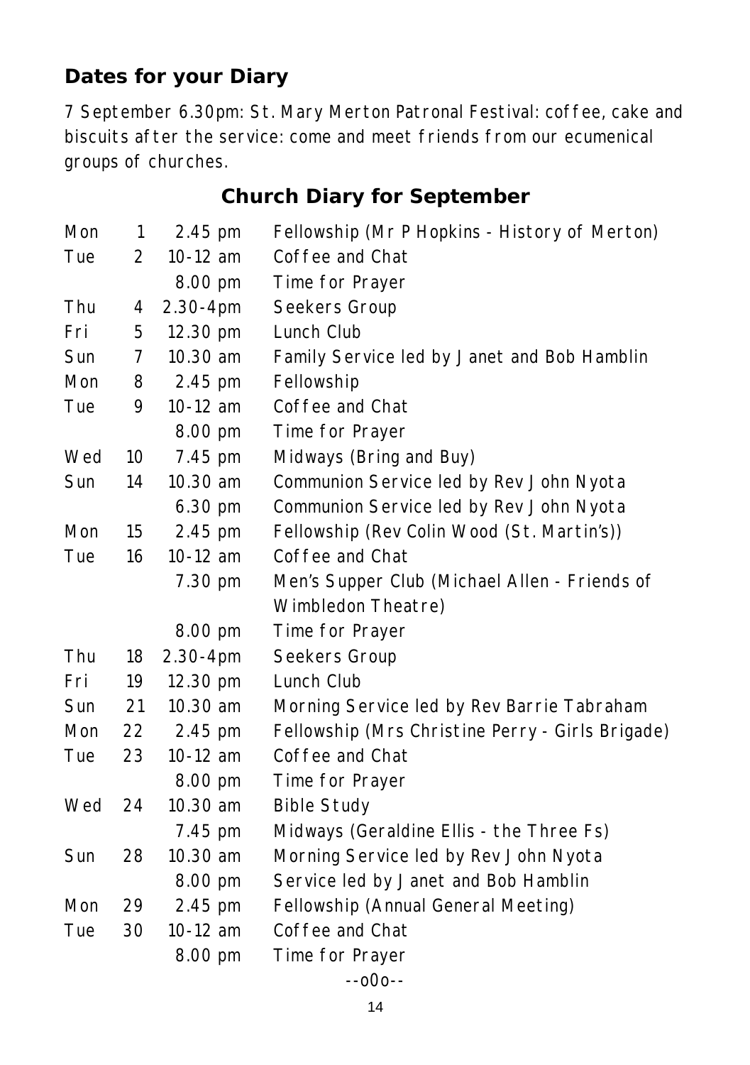## Dates for your Diary

7 September 6.30pm: St. Mary Merton Patronal Festival: coffee, cake and biscuits after the service: come and meet friends from our ecumenical groups of churches.

## Church Diary for September

| | | | |
|---|---|---|---|
| Mon | 1 | 2.45 pm | Fellowship (Mr P Hopkins - History of Merton) |
| Tue | 2 | 10-12 am | Coffee and Chat |
| | | 8.00 pm | Time for Prayer |
| Thu | 4 | 2.30-4pm | Seekers Group |
| Fri | 5 | 12.30 pm | Lunch Club |
| Sun | 7 | 10.30 am | Family Service led by Janet and Bob Hamblin |
| Mon | 8 | 2.45 pm | Fellowship |
| Tue | 9 | 10-12 am | Coffee and Chat |
| | | 8.00 pm | Time for Prayer |
| Wed | 10 | 7.45 pm | Midways (Bring and Buy) |
| Sun | 14 | 10.30 am | Communion Service led by Rev John Nyota |
| | | 6.30 pm | Communion Service led by Rev John Nyota |
| Mon | 15 | 2.45 pm | Fellowship (Rev Colin Wood (St. Martin's)) |
| Tue | 16 | 10-12 am | Coffee and Chat |
| | | 7.30 pm | Men's Supper Club (Michael Allen - Friends of Wimbledon Theatre) |
| | | 8.00 pm | Time for Prayer |
| Thu | 18 | 2.30-4pm | Seekers Group |
| Fri | 19 | 12.30 pm | Lunch Club |
| Sun | 21 | 10.30 am | Morning Service led by Rev Barrie Tabraham |
| Mon | 22 | 2.45 pm | Fellowship (Mrs Christine Perry - Girls Brigade) |
| Tue | 23 | 10-12 am | Coffee and Chat |
| | | 8.00 pm | Time for Prayer |
| Wed | 24 | 10.30 am | Bible Study |
| | | 7.45 pm | Midways (Geraldine Ellis - the Three Fs) |
| Sun | 28 | 10.30 am | Morning Service led by Rev John Nyota |
| | | 8.00 pm | Service led by Janet and Bob Hamblin |
| Mon | 29 | 2.45 pm | Fellowship (Annual General Meeting) |
| Tue | 30 | 10-12 am | Coffee and Chat |
| | | 8.00 pm | Time for Prayer |

--o0o--